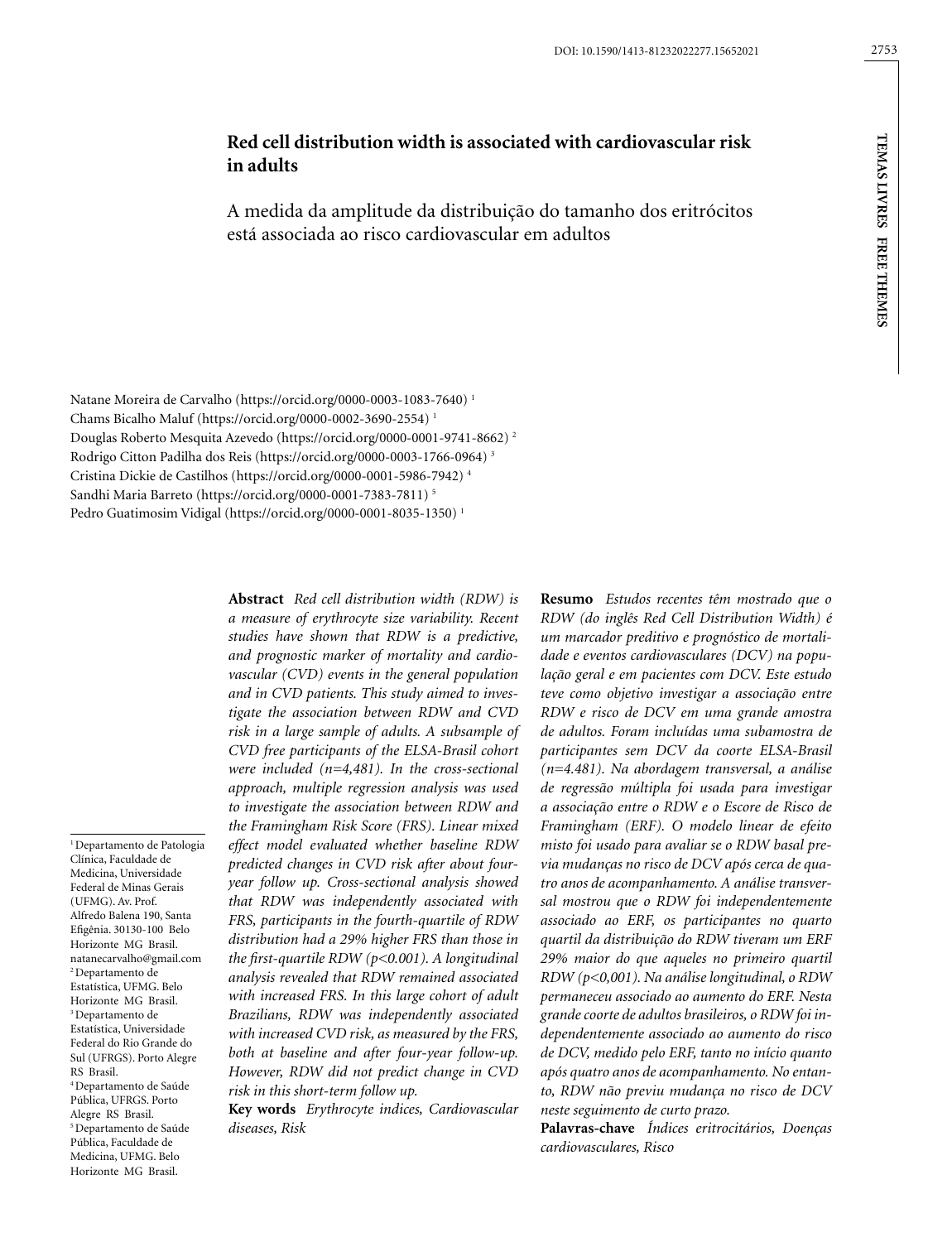DOI: 10.1590/1413-81232022277.15652021

# Red cell distribution width is associated with cardiovascular risk in adults

## A medida da amplitude da distribuição do tamanho dos eritrócitos está associada ao risco cardiovascular em adultos

Natane Moreira de Carvalho (https://orcid.org/0000-0003-1083-7640) [1]
Chams Bicalho Maluf (https://orcid.org/0000-0002-3690-2554) [1]
Douglas Roberto Mesquita Azevedo (https://orcid.org/0000-0001-9741-8662) [2]
Rodrigo Citton Padilha dos Reis (https://orcid.org/0000-0003-1766-0964) [3]
Cristina Dickie de Castilhos (https://orcid.org/0000-0001-5986-7942) [4]
Sandhi Maria Barreto (https://orcid.org/0000-0001-7383-7811) [5]
Pedro Guatimosim Vidigal (https://orcid.org/0000-0001-8035-1350) [1]

[1] Departamento de Patologia Clínica, Faculdade de Medicina, Universidade Federal de Minas Gerais (UFMG). Av. Prof. Alfredo Balena 190, Santa Efigênia. 30130-100 Belo Horizonte MG Brasil. natanecarvalho@gmail.com
[2] Departamento de Estatística, UFMG. Belo Horizonte MG Brasil.
[3] Departamento de Estatística, Universidade Federal do Rio Grande do Sul (UFRGS). Porto Alegre RS Brasil.
[4] Departamento de Saúde Pública, UFRGS. Porto Alegre RS Brasil.
[5] Departamento de Saúde Pública, Faculdade de Medicina, UFMG. Belo Horizonte MG Brasil.

**Abstract** *Red cell distribution width (RDW) is a measure of erythrocyte size variability. Recent studies have shown that RDW is a predictive, and prognostic marker of mortality and cardiovascular (CVD) events in the general population and in CVD patients. This study aimed to investigate the association between RDW and CVD risk in a large sample of adults. A subsample of CVD free participants of the ELSA-Brasil cohort were included (n=4,481). In the cross-sectional approach, multiple regression analysis was used to investigate the association between RDW and the Framingham Risk Score (FRS). Linear mixed effect model evaluated whether baseline RDW predicted changes in CVD risk after about four-year follow up. Cross-sectional analysis showed that RDW was independently associated with FRS, participants in the fourth-quartile of RDW distribution had a 29% higher FRS than those in the first-quartile RDW (p<0.001). A longitudinal analysis revealed that RDW remained associated with increased FRS. In this large cohort of adult Brazilians, RDW was independently associated with increased CVD risk, as measured by the FRS, both at baseline and after four-year follow-up. However, RDW did not predict change in CVD risk in this short-term follow up.*

**Key words** *Erythrocyte indices, Cardiovascular diseases, Risk*

**Resumo** *Estudos recentes têm mostrado que o RDW (do inglês Red Cell Distribution Width) é um marcador preditivo e prognóstico de mortalidade e eventos cardiovasculares (DCV) na população geral e em pacientes com DCV. Este estudo teve como objetivo investigar a associação entre RDW e risco de DCV em uma grande amostra de adultos. Foram incluídas uma subamostra de participantes sem DCV da coorte ELSA-Brasil (n=4.481). Na abordagem transversal, a análise de regressão múltipla foi usada para investigar a associação entre o RDW e o Escore de Risco de Framingham (ERF). O modelo linear de efeito misto foi usado para avaliar se o RDW basal previa mudanças no risco de DCV após cerca de quatro anos de acompanhamento. A análise transversal mostrou que o RDW foi independentemente associado ao ERF, os participantes no quarto quartil da distribuição do RDW tiveram um ERF 29% maior do que aqueles no primeiro quartil RDW (p<0,001). Na análise longitudinal, o RDW permaneceu associado ao aumento do ERF. Nesta grande coorte de adultos brasileiros, o RDW foi independentemente associado ao aumento do risco de DCV, medido pelo ERF, tanto no início quanto após quatro anos de acompanhamento. No entanto, RDW não previu mudança no risco de DCV neste seguimento de curto prazo.*

**Palavras-chave** *Índices eritrocitários, Doenças cardiovasculares, Risco*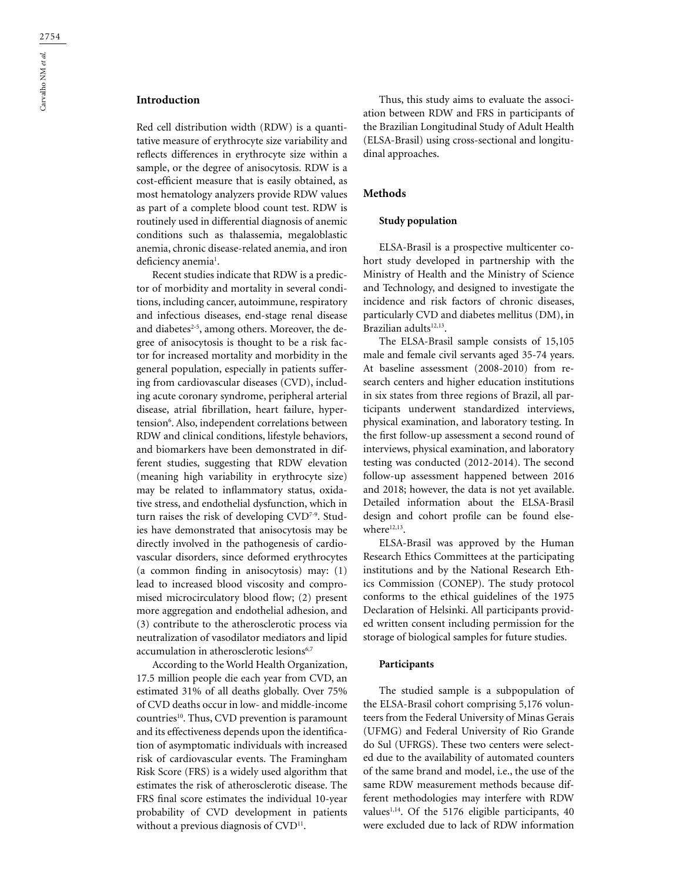## Introduction

Red cell distribution width (RDW) is a quantitative measure of erythrocyte size variability and reflects differences in erythrocyte size within a sample, or the degree of anisocytosis. RDW is a cost-efficient measure that is easily obtained, as most hematology analyzers provide RDW values as part of a complete blood count test. RDW is routinely used in differential diagnosis of anemic conditions such as thalassemia, megaloblastic anemia, chronic disease-related anemia, and iron deficiency anemia[1].

Recent studies indicate that RDW is a predictor of morbidity and mortality in several conditions, including cancer, autoimmune, respiratory and infectious diseases, end-stage renal disease and diabetes[2-5], among others. Moreover, the degree of anisocytosis is thought to be a risk factor for increased mortality and morbidity in the general population, especially in patients suffering from cardiovascular diseases (CVD), including acute coronary syndrome, peripheral arterial disease, atrial fibrillation, heart failure, hypertension[6]. Also, independent correlations between RDW and clinical conditions, lifestyle behaviors, and biomarkers have been demonstrated in different studies, suggesting that RDW elevation (meaning high variability in erythrocyte size) may be related to inflammatory status, oxidative stress, and endothelial dysfunction, which in turn raises the risk of developing CVD[7-9]. Studies have demonstrated that anisocytosis may be directly involved in the pathogenesis of cardiovascular disorders, since deformed erythrocytes (a common finding in anisocytosis) may: (1) lead to increased blood viscosity and compromised microcirculatory blood flow; (2) present more aggregation and endothelial adhesion, and (3) contribute to the atherosclerotic process via neutralization of vasodilator mediators and lipid accumulation in atherosclerotic lesions[6,7]

According to the World Health Organization, 17.5 million people die each year from CVD, an estimated 31% of all deaths globally. Over 75% of CVD deaths occur in low- and middle-income countries[10]. Thus, CVD prevention is paramount and its effectiveness depends upon the identification of asymptomatic individuals with increased risk of cardiovascular events. The Framingham Risk Score (FRS) is a widely used algorithm that estimates the risk of atherosclerotic disease. The FRS final score estimates the individual 10-year probability of CVD development in patients without a previous diagnosis of CVD[11].

Thus, this study aims to evaluate the association between RDW and FRS in participants of the Brazilian Longitudinal Study of Adult Health (ELSA-Brasil) using cross-sectional and longitudinal approaches.

## Methods

### Study population

ELSA-Brasil is a prospective multicenter cohort study developed in partnership with the Ministry of Health and the Ministry of Science and Technology, and designed to investigate the incidence and risk factors of chronic diseases, particularly CVD and diabetes mellitus (DM), in Brazilian adults[12,13].

The ELSA-Brasil sample consists of 15,105 male and female civil servants aged 35-74 years. At baseline assessment (2008-2010) from research centers and higher education institutions in six states from three regions of Brazil, all participants underwent standardized interviews, physical examination, and laboratory testing. In the first follow-up assessment a second round of interviews, physical examination, and laboratory testing was conducted (2012-2014). The second follow-up assessment happened between 2016 and 2018; however, the data is not yet available. Detailed information about the ELSA-Brasil design and cohort profile can be found elsewhere[12,13].

ELSA-Brasil was approved by the Human Research Ethics Committees at the participating institutions and by the National Research Ethics Commission (CONEP). The study protocol conforms to the ethical guidelines of the 1975 Declaration of Helsinki. All participants provided written consent including permission for the storage of biological samples for future studies.

### Participants

The studied sample is a subpopulation of the ELSA-Brasil cohort comprising 5,176 volunteers from the Federal University of Minas Gerais (UFMG) and Federal University of Rio Grande do Sul (UFRGS). These two centers were selected due to the availability of automated counters of the same brand and model, i.e., the use of the same RDW measurement methods because different methodologies may interfere with RDW values[1,14]. Of the 5176 eligible participants, 40 were excluded due to lack of RDW information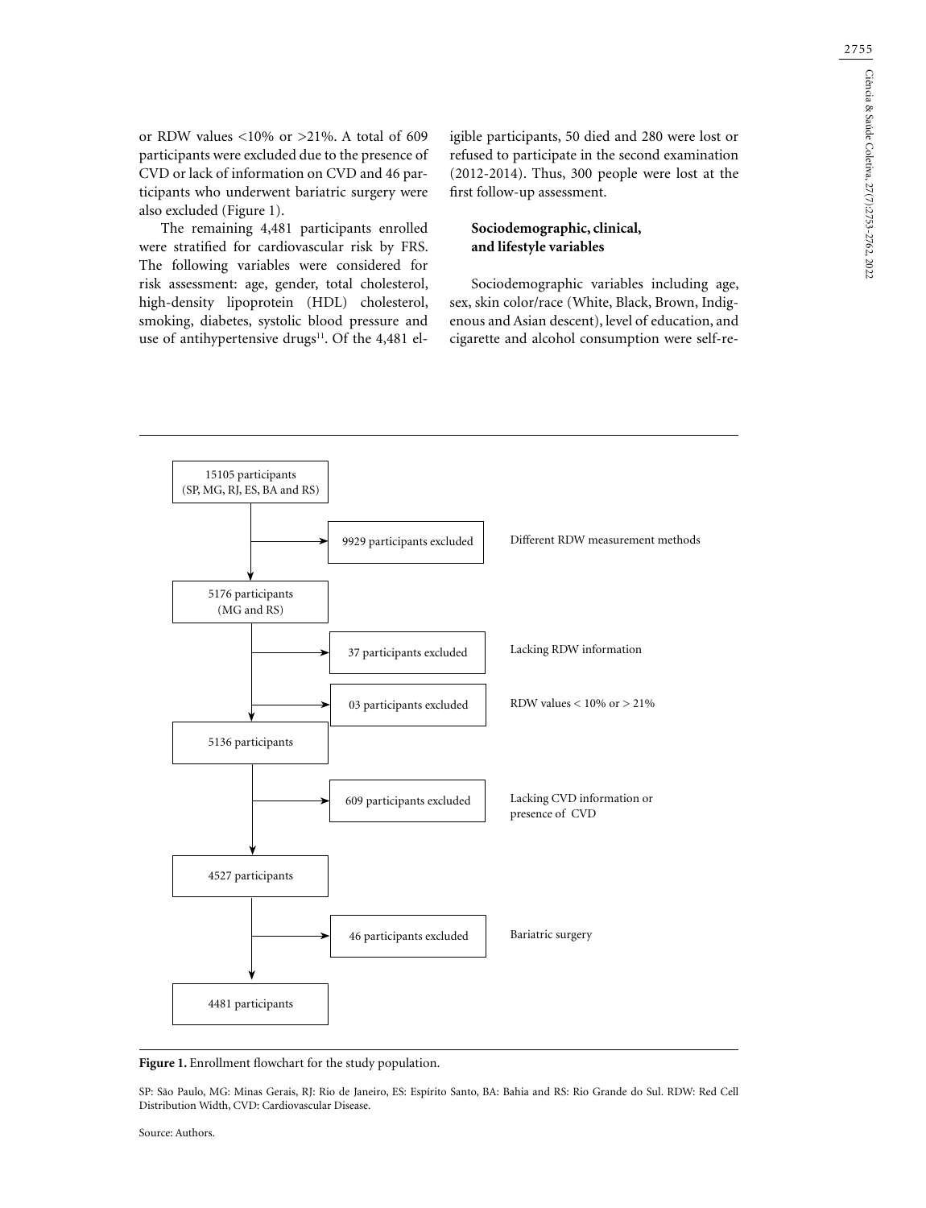or RDW values <10% or >21%. A total of 609 participants were excluded due to the presence of CVD or lack of information on CVD and 46 participants who underwent bariatric surgery were also excluded (Figure 1).

The remaining 4,481 participants enrolled were stratified for cardiovascular risk by FRS. The following variables were considered for risk assessment: age, gender, total cholesterol, high-density lipoprotein (HDL) cholesterol, smoking, diabetes, systolic blood pressure and use of antihypertensive drugs[11]. Of the 4,481 eligible participants, 50 died and 280 were lost or refused to participate in the second examination (2012-2014). Thus, 300 people were lost at the first follow-up assessment.

### Sociodemographic, clinical, and lifestyle variables

Sociodemographic variables including age, sex, skin color/race (White, Black, Brown, Indigenous and Asian descent), level of education, and cigarette and alcohol consumption were self-re-

15105 participants (SP, MG, RJ, ES, BA and RS)
→ 9929 participants excluded — Different RDW measurement methods

5176 participants (MG and RS)
→ 37 participants excluded — Lacking RDW information
→ 03 participants excluded — RDW values < 10% or > 21%

5136 participants
→ 609 participants excluded — Lacking CVD information or presence of CVD

4527 participants
→ 46 participants excluded — Bariatric surgery

4481 participants

**Figure 1.** Enrollment flowchart for the study population.

SP: São Paulo, MG: Minas Gerais, RJ: Rio de Janeiro, ES: Espírito Santo, BA: Bahia and RS: Rio Grande do Sul. RDW: Red Cell Distribution Width, CVD: Cardiovascular Disease.

Source: Authors.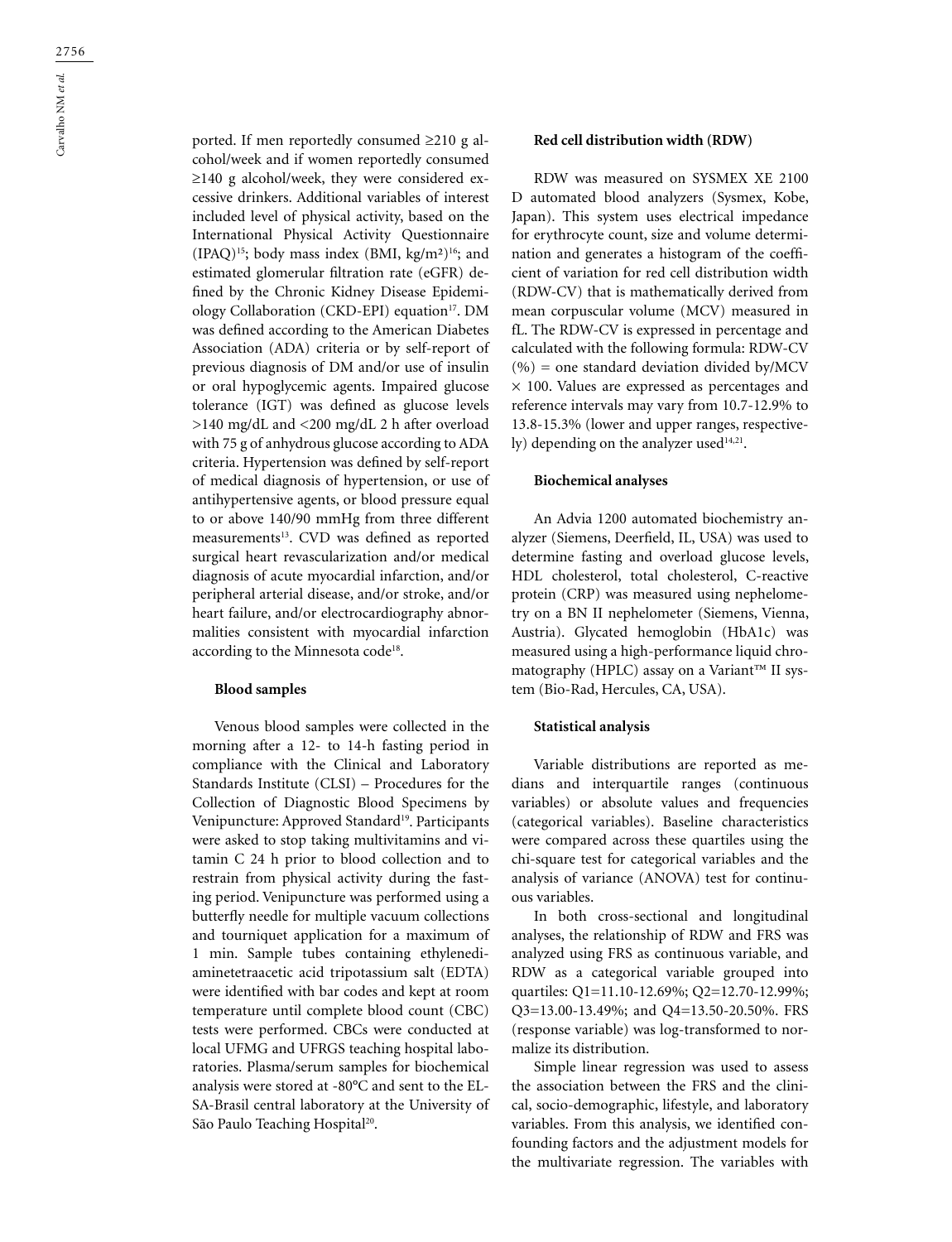ported. If men reportedly consumed ≥210 g alcohol/week and if women reportedly consumed ≥140 g alcohol/week, they were considered excessive drinkers. Additional variables of interest included level of physical activity, based on the International Physical Activity Questionnaire (IPAQ)[15]; body mass index (BMI, kg/m²)[16]; and estimated glomerular filtration rate (eGFR) defined by the Chronic Kidney Disease Epidemiology Collaboration (CKD-EPI) equation[17]. DM was defined according to the American Diabetes Association (ADA) criteria or by self-report of previous diagnosis of DM and/or use of insulin or oral hypoglycemic agents. Impaired glucose tolerance (IGT) was defined as glucose levels >140 mg/dL and <200 mg/dL 2 h after overload with 75 g of anhydrous glucose according to ADA criteria. Hypertension was defined by self-report of medical diagnosis of hypertension, or use of antihypertensive agents, or blood pressure equal to or above 140/90 mmHg from three different measurements[13]. CVD was defined as reported surgical heart revascularization and/or medical diagnosis of acute myocardial infarction, and/or peripheral arterial disease, and/or stroke, and/or heart failure, and/or electrocardiography abnormalities consistent with myocardial infarction according to the Minnesota code[18].

### Blood samples

Venous blood samples were collected in the morning after a 12- to 14-h fasting period in compliance with the Clinical and Laboratory Standards Institute (CLSI) – Procedures for the Collection of Diagnostic Blood Specimens by Venipuncture: Approved Standard[19]. Participants were asked to stop taking multivitamins and vitamin C 24 h prior to blood collection and to restrain from physical activity during the fasting period. Venipuncture was performed using a butterfly needle for multiple vacuum collections and tourniquet application for a maximum of 1 min. Sample tubes containing ethylenediaminetetraacetic acid tripotassium salt (EDTA) were identified with bar codes and kept at room temperature until complete blood count (CBC) tests were performed. CBCs were conducted at local UFMG and UFRGS teaching hospital laboratories. Plasma/serum samples for biochemical analysis were stored at -80°C and sent to the ELSA-Brasil central laboratory at the University of São Paulo Teaching Hospital[20].

### Red cell distribution width (RDW)

RDW was measured on SYSMEX XE 2100 D automated blood analyzers (Sysmex, Kobe, Japan). This system uses electrical impedance for erythrocyte count, size and volume determination and generates a histogram of the coefficient of variation for red cell distribution width (RDW-CV) that is mathematically derived from mean corpuscular volume (MCV) measured in fL. The RDW-CV is expressed in percentage and calculated with the following formula: RDW-CV (%) = one standard deviation divided by/MCV × 100. Values are expressed as percentages and reference intervals may vary from 10.7-12.9% to 13.8-15.3% (lower and upper ranges, respectively) depending on the analyzer used[14,21].

### Biochemical analyses

An Advia 1200 automated biochemistry analyzer (Siemens, Deerfield, IL, USA) was used to determine fasting and overload glucose levels, HDL cholesterol, total cholesterol, C-reactive protein (CRP) was measured using nephelometry on a BN II nephelometer (Siemens, Vienna, Austria). Glycated hemoglobin (HbA1c) was measured using a high-performance liquid chromatography (HPLC) assay on a Variant™ II system (Bio-Rad, Hercules, CA, USA).

### Statistical analysis

Variable distributions are reported as medians and interquartile ranges (continuous variables) or absolute values and frequencies (categorical variables). Baseline characteristics were compared across these quartiles using the chi-square test for categorical variables and the analysis of variance (ANOVA) test for continuous variables.

In both cross-sectional and longitudinal analyses, the relationship of RDW and FRS was analyzed using FRS as continuous variable, and RDW as a categorical variable grouped into quartiles: Q1=11.10-12.69%; Q2=12.70-12.99%; Q3=13.00-13.49%; and Q4=13.50-20.50%. FRS (response variable) was log-transformed to normalize its distribution.

Simple linear regression was used to assess the association between the FRS and the clinical, socio-demographic, lifestyle, and laboratory variables. From this analysis, we identified confounding factors and the adjustment models for the multivariate regression. The variables with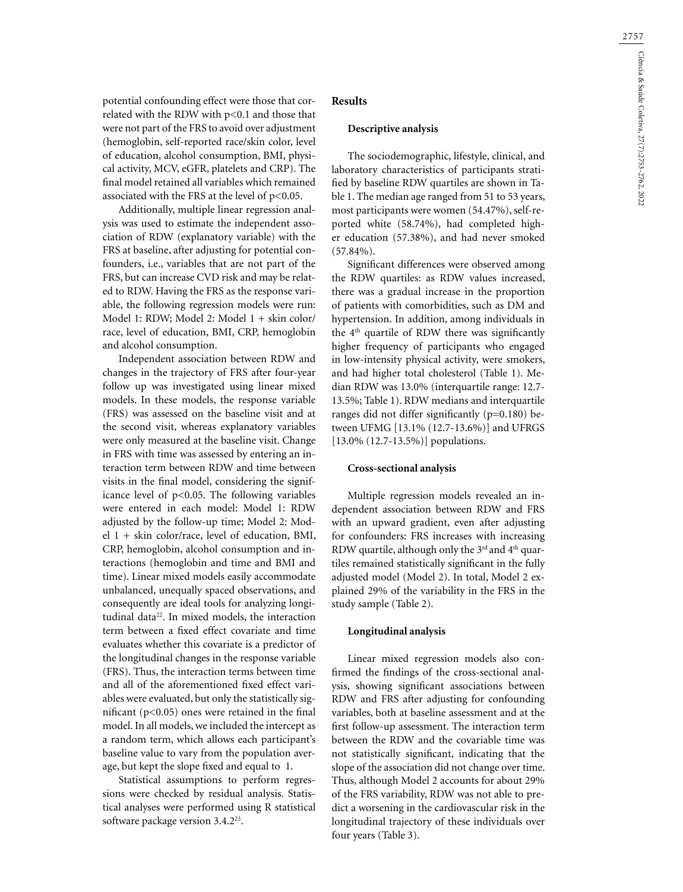potential confounding effect were those that correlated with the RDW with $p<0.1$ and those that were not part of the FRS to avoid over adjustment (hemoglobin, self-reported race/skin color, level of education, alcohol consumption, BMI, physical activity, MCV, eGFR, platelets and CRP). The final model retained all variables which remained associated with the FRS at the level of $p<0.05$.

Additionally, multiple linear regression analysis was used to estimate the independent association of RDW (explanatory variable) with the FRS at baseline, after adjusting for potential confounders, i.e., variables that are not part of the FRS, but can increase CVD risk and may be related to RDW. Having the FRS as the response variable, the following regression models were run: Model 1: RDW; Model 2: Model 1 + skin color/race, level of education, BMI, CRP, hemoglobin and alcohol consumption.

Independent association between RDW and changes in the trajectory of FRS after four-year follow up was investigated using linear mixed models. In these models, the response variable (FRS) was assessed on the baseline visit and at the second visit, whereas explanatory variables were only measured at the baseline visit. Change in FRS with time was assessed by entering an interaction term between RDW and time between visits in the final model, considering the significance level of $p<0.05$. The following variables were entered in each model: Model 1: RDW adjusted by the follow-up time; Model 2: Model 1 + skin color/race, level of education, BMI, CRP, hemoglobin, alcohol consumption and interactions (hemoglobin and time and BMI and time). Linear mixed models easily accommodate unbalanced, unequally spaced observations, and consequently are ideal tools for analyzing longitudinal data[22]. In mixed models, the interaction term between a fixed effect covariate and time evaluates whether this covariate is a predictor of the longitudinal changes in the response variable (FRS). Thus, the interaction terms between time and all of the aforementioned fixed effect variables were evaluated, but only the statistically significant ($p<0.05$) ones were retained in the final model. In all models, we included the intercept as a random term, which allows each participant's baseline value to vary from the population average, but kept the slope fixed and equal to 1.

Statistical assumptions to perform regressions were checked by residual analysis. Statistical analyses were performed using R statistical software package version 3.4.2[23].

## Results

### Descriptive analysis

The sociodemographic, lifestyle, clinical, and laboratory characteristics of participants stratified by baseline RDW quartiles are shown in Table 1. The median age ranged from 51 to 53 years, most participants were women (54.47%), self-reported white (58.74%), had completed higher education (57.38%), and had never smoked (57.84%).

Significant differences were observed among the RDW quartiles: as RDW values increased, there was a gradual increase in the proportion of patients with comorbidities, such as DM and hypertension. In addition, among individuals in the 4[th] quartile of RDW there was significantly higher frequency of participants who engaged in low-intensity physical activity, were smokers, and had higher total cholesterol (Table 1). Median RDW was 13.0% (interquartile range: 12.7-13.5%; Table 1). RDW medians and interquartile ranges did not differ significantly ($p=0.180$) between UFMG [13.1% (12.7-13.6%)] and UFRGS [13.0% (12.7-13.5%)] populations.

### Cross-sectional analysis

Multiple regression models revealed an independent association between RDW and FRS with an upward gradient, even after adjusting for confounders: FRS increases with increasing RDW quartile, although only the 3[rd] and 4[th] quartiles remained statistically significant in the fully adjusted model (Model 2). In total, Model 2 explained 29% of the variability in the FRS in the study sample (Table 2).

### Longitudinal analysis

Linear mixed regression models also confirmed the findings of the cross-sectional analysis, showing significant associations between RDW and FRS after adjusting for confounding variables, both at baseline assessment and at the first follow-up assessment. The interaction term between the RDW and the covariable time was not statistically significant, indicating that the slope of the association did not change over time. Thus, although Model 2 accounts for about 29% of the FRS variability, RDW was not able to predict a worsening in the cardiovascular risk in the longitudinal trajectory of these individuals over four years (Table 3).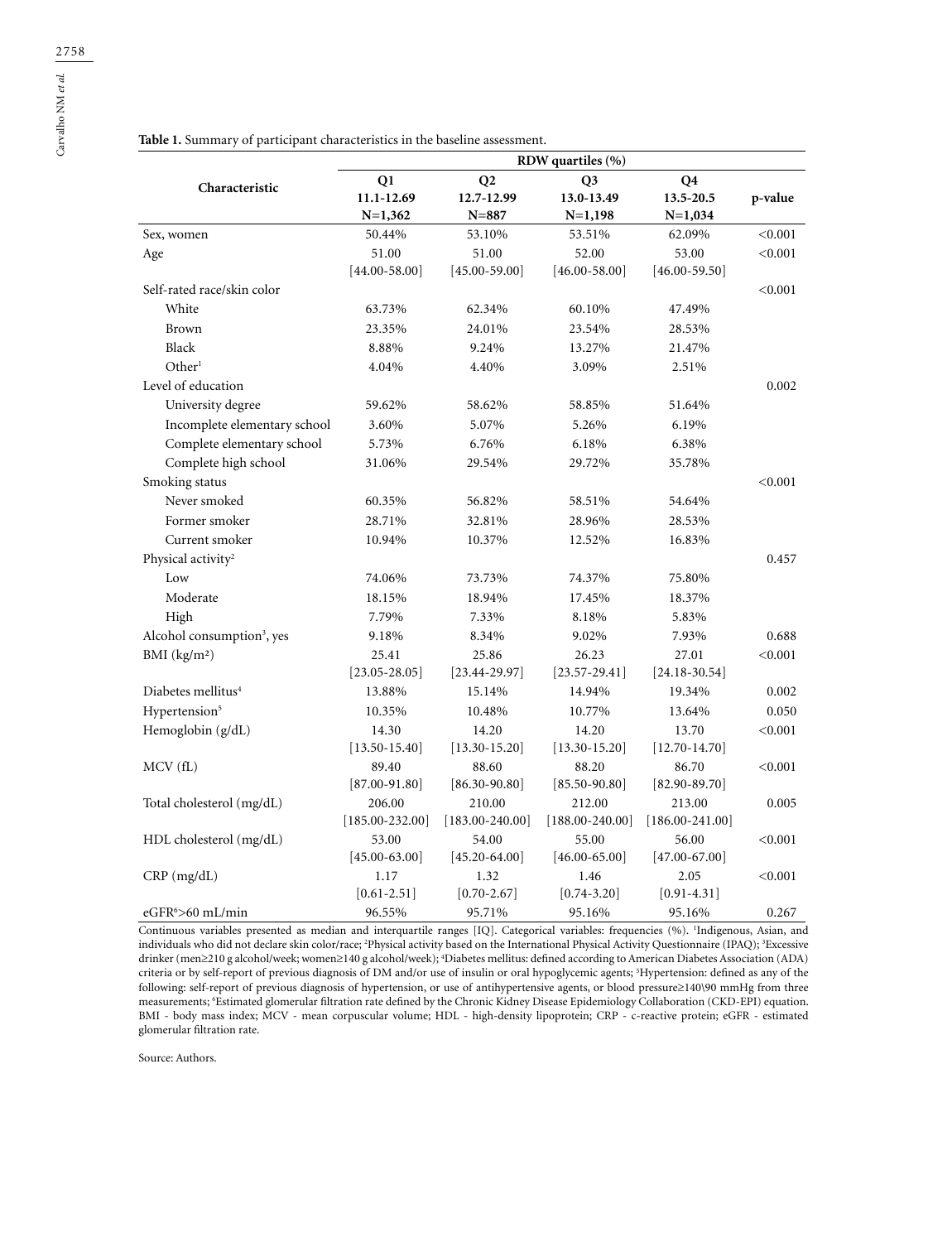**Table 1.** Summary of participant characteristics in the baseline assessment.

| Characteristic | RDW quartiles (%) | | | | p-value |
|---|---|---|---|---|---|
| | **Q1** **11.1-12.69** **N=1,362** | **Q2** **12.7-12.99** **N=887** | **Q3** **13.0-13.49** **N=1,198** | **Q4** **13.5-20.5** **N=1,034** | |
| Sex, women | 50.44% | 53.10% | 53.51% | 62.09% | <0.001 |
| Age | 51.00 [44.00-58.00] | 51.00 [45.00-59.00] | 52.00 [46.00-58.00] | 53.00 [46.00-59.50] | <0.001 |
| Self-rated race/skin color | | | | | <0.001 |
| White | 63.73% | 62.34% | 60.10% | 47.49% | |
| Brown | 23.35% | 24.01% | 23.54% | 28.53% | |
| Black | 8.88% | 9.24% | 13.27% | 21.47% | |
| Other[1] | 4.04% | 4.40% | 3.09% | 2.51% | |
| Level of education | | | | | 0.002 |
| University degree | 59.62% | 58.62% | 58.85% | 51.64% | |
| Incomplete elementary school | 3.60% | 5.07% | 5.26% | 6.19% | |
| Complete elementary school | 5.73% | 6.76% | 6.18% | 6.38% | |
| Complete high school | 31.06% | 29.54% | 29.72% | 35.78% | |
| Smoking status | | | | | <0.001 |
| Never smoked | 60.35% | 56.82% | 58.51% | 54.64% | |
| Former smoker | 28.71% | 32.81% | 28.96% | 28.53% | |
| Current smoker | 10.94% | 10.37% | 12.52% | 16.83% | |
| Physical activity[2] | | | | | 0.457 |
| Low | 74.06% | 73.73% | 74.37% | 75.80% | |
| Moderate | 18.15% | 18.94% | 17.45% | 18.37% | |
| High | 7.79% | 7.33% | 8.18% | 5.83% | |
| Alcohol consumption[3], yes | 9.18% | 8.34% | 9.02% | 7.93% | 0.688 |
| BMI (kg/m²) | 25.41 [23.05-28.05] | 25.86 [23.44-29.97] | 26.23 [23.57-29.41] | 27.01 [24.18-30.54] | <0.001 |
| Diabetes mellitus[4] | 13.88% | 15.14% | 14.94% | 19.34% | 0.002 |
| Hypertension[5] | 10.35% | 10.48% | 10.77% | 13.64% | 0.050 |
| Hemoglobin (g/dL) | 14.30 [13.50-15.40] | 14.20 [13.30-15.20] | 14.20 [13.30-15.20] | 13.70 [12.70-14.70] | <0.001 |
| MCV (fL) | 89.40 [87.00-91.80] | 88.60 [86.30-90.80] | 88.20 [85.50-90.80] | 86.70 [82.90-89.70] | <0.001 |
| Total cholesterol (mg/dL) | 206.00 [185.00-232.00] | 210.00 [183.00-240.00] | 212.00 [188.00-240.00] | 213.00 [186.00-241.00] | 0.005 |
| HDL cholesterol (mg/dL) | 53.00 [45.00-63.00] | 54.00 [45.20-64.00] | 55.00 [46.00-65.00] | 56.00 [47.00-67.00] | <0.001 |
| CRP (mg/dL) | 1.17 [0.61-2.51] | 1.32 [0.70-2.67] | 1.46 [0.74-3.20] | 2.05 [0.91-4.31] | <0.001 |
| eGFR[6]>60 mL/min | 96.55% | 95.71% | 95.16% | 95.16% | 0.267 |

Continuous variables presented as median and interquartile ranges [IQ]. Categorical variables: frequencies (%). [1]Indigenous, Asian, and individuals who did not declare skin color/race; [2]Physical activity based on the International Physical Activity Questionnaire (IPAQ); [3]Excessive drinker (men≥210 g alcohol/week; women≥140 g alcohol/week); [4]Diabetes mellitus: defined according to American Diabetes Association (ADA) criteria or by self-report of previous diagnosis of DM and/or use of insulin or oral hypoglycemic agents; [5]Hypertension: defined as any of the following: self-report of previous diagnosis of hypertension, or use of antihypertensive agents, or blood pressure≥140\90 mmHg from three measurements; [6]Estimated glomerular filtration rate defined by the Chronic Kidney Disease Epidemiology Collaboration (CKD-EPI) equation. BMI - body mass index; MCV - mean corpuscular volume; HDL - high-density lipoprotein; CRP - c-reactive protein; eGFR - estimated glomerular filtration rate.

Source: Authors.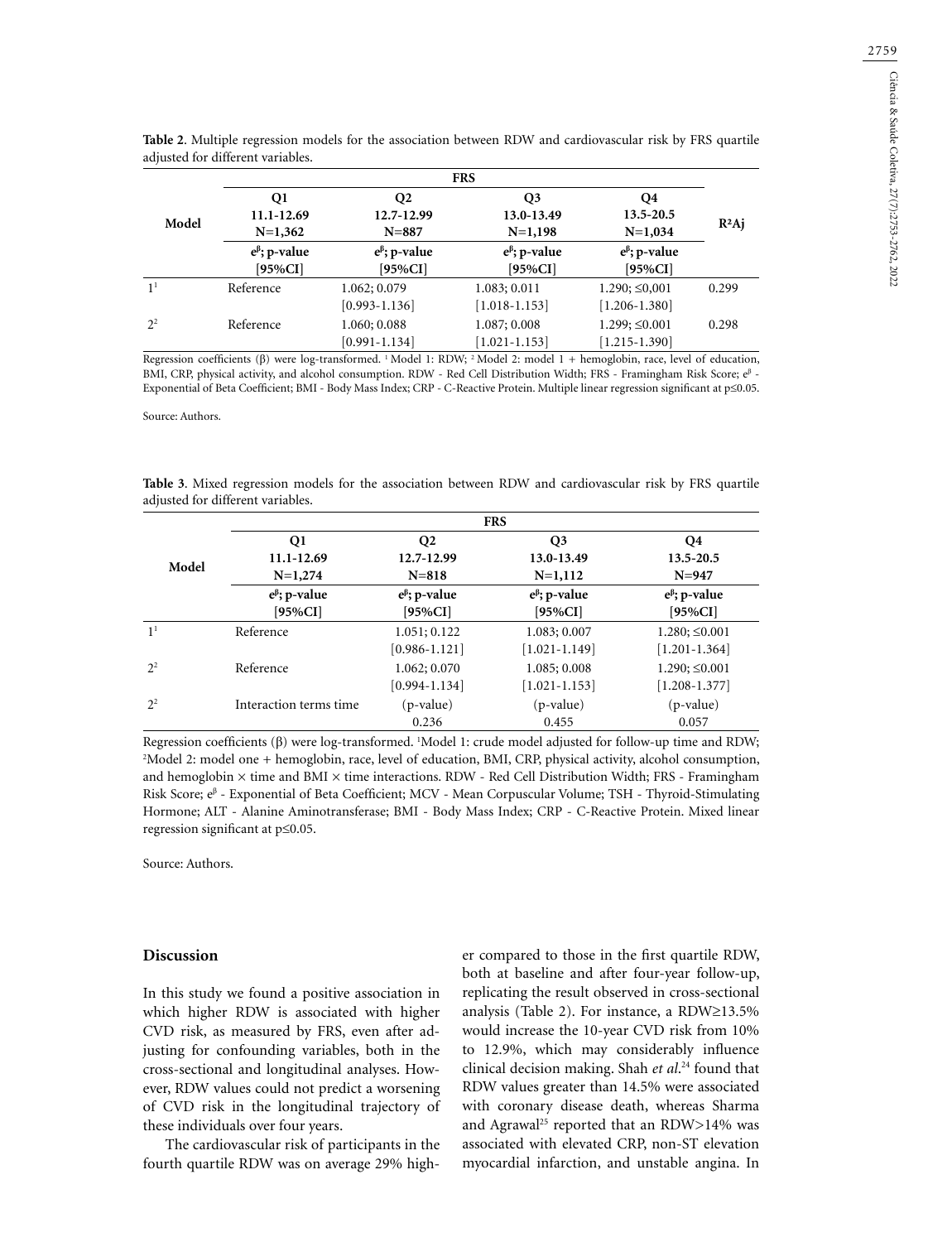**Table 2**. Multiple regression models for the association between RDW and cardiovascular risk by FRS quartile adjusted for different variables.

| Model | FRS | | | | $R^2$Aj |
|---|---|---|---|---|---|
| | Q1<br>11.1-12.69<br>N=1,362 | Q2<br>12.7-12.99<br>N=887 | Q3<br>13.0-13.49<br>N=1,198 | Q4<br>13.5-20.5<br>N=1,034 | |
| | $e^{\beta}$; p-value<br>[95%CI] | $e^{\beta}$; p-value<br>[95%CI] | $e^{\beta}$; p-value<br>[95%CI] | $e^{\beta}$; p-value<br>[95%CI] | |
| 1[1] | Reference | 1.062; 0.079<br>[0.993-1.136] | 1.083; 0.011<br>[1.018-1.153] | 1.290; ≤0,001<br>[1.206-1.380] | 0.299 |
| 2[2] | Reference | 1.060; 0.088<br>[0.991-1.134] | 1.087; 0.008<br>[1.021-1.153] | 1.299; ≤0.001<br>[1.215-1.390] | 0.298 |

Regression coefficients (β) were log-transformed. [1] Model 1: RDW; [2] Model 2: model 1 + hemoglobin, race, level of education, BMI, CRP, physical activity, and alcohol consumption. RDW - Red Cell Distribution Width; FRS - Framingham Risk Score; $e^{\beta}$ - Exponential of Beta Coefficient; BMI - Body Mass Index; CRP - C-Reactive Protein. Multiple linear regression significant at p≤0.05.

Source: Authors.

**Table 3**. Mixed regression models for the association between RDW and cardiovascular risk by FRS quartile adjusted for different variables.

| Model | FRS | | | |
|---|---|---|---|---|
| | Q1<br>11.1-12.69<br>N=1,274 | Q2<br>12.7-12.99<br>N=818 | Q3<br>13.0-13.49<br>N=1,112 | Q4<br>13.5-20.5<br>N=947 |
| | $e^{\beta}$; p-value<br>[95%CI] | $e^{\beta}$; p-value<br>[95%CI] | $e^{\beta}$; p-value<br>[95%CI] | $e^{\beta}$; p-value<br>[95%CI] |
| 1[1] | Reference | 1.051; 0.122<br>[0.986-1.121] | 1.083; 0.007<br>[1.021-1.149] | 1.280; ≤0.001<br>[1.201-1.364] |
| 2[2] | Reference | 1.062; 0.070<br>[0.994-1.134] | 1.085; 0.008<br>[1.021-1.153] | 1.290; ≤0.001<br>[1.208-1.377] |
| 2[2] | Interaction terms time | (p-value)<br>0.236 | (p-value)<br>0.455 | (p-value)<br>0.057 |

Regression coefficients (β) were log-transformed. [1]Model 1: crude model adjusted for follow-up time and RDW; [2]Model 2: model one + hemoglobin, race, level of education, BMI, CRP, physical activity, alcohol consumption, and hemoglobin × time and BMI × time interactions. RDW - Red Cell Distribution Width; FRS - Framingham Risk Score; $e^{\beta}$ - Exponential of Beta Coefficient; MCV - Mean Corpuscular Volume; TSH - Thyroid-Stimulating Hormone; ALT - Alanine Aminotransferase; BMI - Body Mass Index; CRP - C-Reactive Protein. Mixed linear regression significant at p≤0.05.

Source: Authors.

## Discussion

In this study we found a positive association in which higher RDW is associated with higher CVD risk, as measured by FRS, even after adjusting for confounding variables, both in the cross-sectional and longitudinal analyses. However, RDW values could not predict a worsening of CVD risk in the longitudinal trajectory of these individuals over four years.

The cardiovascular risk of participants in the fourth quartile RDW was on average 29% higher compared to those in the first quartile RDW, both at baseline and after four-year follow-up, replicating the result observed in cross-sectional analysis (Table 2). For instance, a RDW≥13.5% would increase the 10-year CVD risk from 10% to 12.9%, which may considerably influence clinical decision making. Shah *et al*.[24] found that RDW values greater than 14.5% were associated with coronary disease death, whereas Sharma and Agrawal[25] reported that an RDW>14% was associated with elevated CRP, non-ST elevation myocardial infarction, and unstable angina. In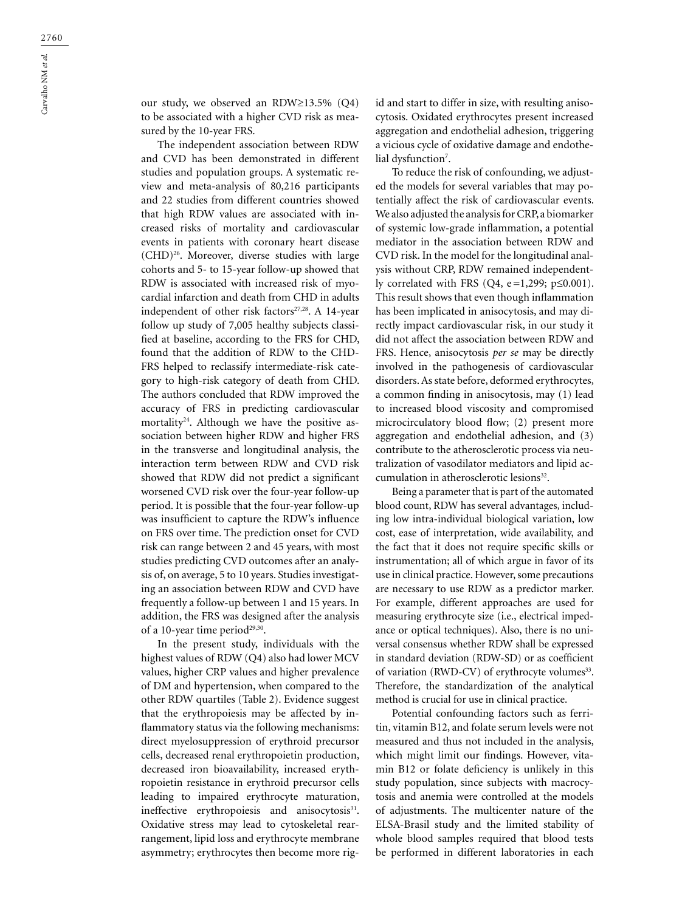our study, we observed an RDW≥13.5% (Q4) to be associated with a higher CVD risk as measured by the 10-year FRS.

The independent association between RDW and CVD has been demonstrated in different studies and population groups. A systematic review and meta-analysis of 80,216 participants and 22 studies from different countries showed that high RDW values are associated with increased risks of mortality and cardiovascular events in patients with coronary heart disease (CHD)[26]. Moreover, diverse studies with large cohorts and 5- to 15-year follow-up showed that RDW is associated with increased risk of myocardial infarction and death from CHD in adults independent of other risk factors[27,28]. A 14-year follow up study of 7,005 healthy subjects classified at baseline, according to the FRS for CHD, found that the addition of RDW to the CHD-FRS helped to reclassify intermediate-risk category to high-risk category of death from CHD. The authors concluded that RDW improved the accuracy of FRS in predicting cardiovascular mortality[24]. Although we have the positive association between higher RDW and higher FRS in the transverse and longitudinal analysis, the interaction term between RDW and CVD risk showed that RDW did not predict a significant worsened CVD risk over the four-year follow-up period. It is possible that the four-year follow-up was insufficient to capture the RDW's influence on FRS over time. The prediction onset for CVD risk can range between 2 and 45 years, with most studies predicting CVD outcomes after an analysis of, on average, 5 to 10 years. Studies investigating an association between RDW and CVD have frequently a follow-up between 1 and 15 years. In addition, the FRS was designed after the analysis of a 10-year time period[29,30].

In the present study, individuals with the highest values of RDW (Q4) also had lower MCV values, higher CRP values and higher prevalence of DM and hypertension, when compared to the other RDW quartiles (Table 2). Evidence suggest that the erythropoiesis may be affected by inflammatory status via the following mechanisms: direct myelosuppression of erythroid precursor cells, decreased renal erythropoietin production, decreased iron bioavailability, increased erythropoietin resistance in erythroid precursor cells leading to impaired erythrocyte maturation, ineffective erythropoiesis and anisocytosis[31]. Oxidative stress may lead to cytoskeletal rearrangement, lipid loss and erythrocyte membrane asymmetry; erythrocytes then become more rigid and start to differ in size, with resulting anisocytosis. Oxidated erythrocytes present increased aggregation and endothelial adhesion, triggering a vicious cycle of oxidative damage and endothelial dysfunction[7].

To reduce the risk of confounding, we adjusted the models for several variables that may potentially affect the risk of cardiovascular events. We also adjusted the analysis for CRP, a biomarker of systemic low-grade inflammation, a potential mediator in the association between RDW and CVD risk. In the model for the longitudinal analysis without CRP, RDW remained independently correlated with FRS (Q4, e=1,299; p≤0.001). This result shows that even though inflammation has been implicated in anisocytosis, and may directly impact cardiovascular risk, in our study it did not affect the association between RDW and FRS. Hence, anisocytosis *per se* may be directly involved in the pathogenesis of cardiovascular disorders. As state before, deformed erythrocytes, a common finding in anisocytosis, may (1) lead to increased blood viscosity and compromised microcirculatory blood flow; (2) present more aggregation and endothelial adhesion, and (3) contribute to the atherosclerotic process via neutralization of vasodilator mediators and lipid accumulation in atherosclerotic lesions[32].

Being a parameter that is part of the automated blood count, RDW has several advantages, including low intra-individual biological variation, low cost, ease of interpretation, wide availability, and the fact that it does not require specific skills or instrumentation; all of which argue in favor of its use in clinical practice. However, some precautions are necessary to use RDW as a predictor marker. For example, different approaches are used for measuring erythrocyte size (i.e., electrical impedance or optical techniques). Also, there is no universal consensus whether RDW shall be expressed in standard deviation (RDW-SD) or as coefficient of variation (RWD-CV) of erythrocyte volumes[33]. Therefore, the standardization of the analytical method is crucial for use in clinical practice.

Potential confounding factors such as ferritin, vitamin B12, and folate serum levels were not measured and thus not included in the analysis, which might limit our findings. However, vitamin B12 or folate deficiency is unlikely in this study population, since subjects with macrocytosis and anemia were controlled at the models of adjustments. The multicenter nature of the ELSA-Brasil study and the limited stability of whole blood samples required that blood tests be performed in different laboratories in each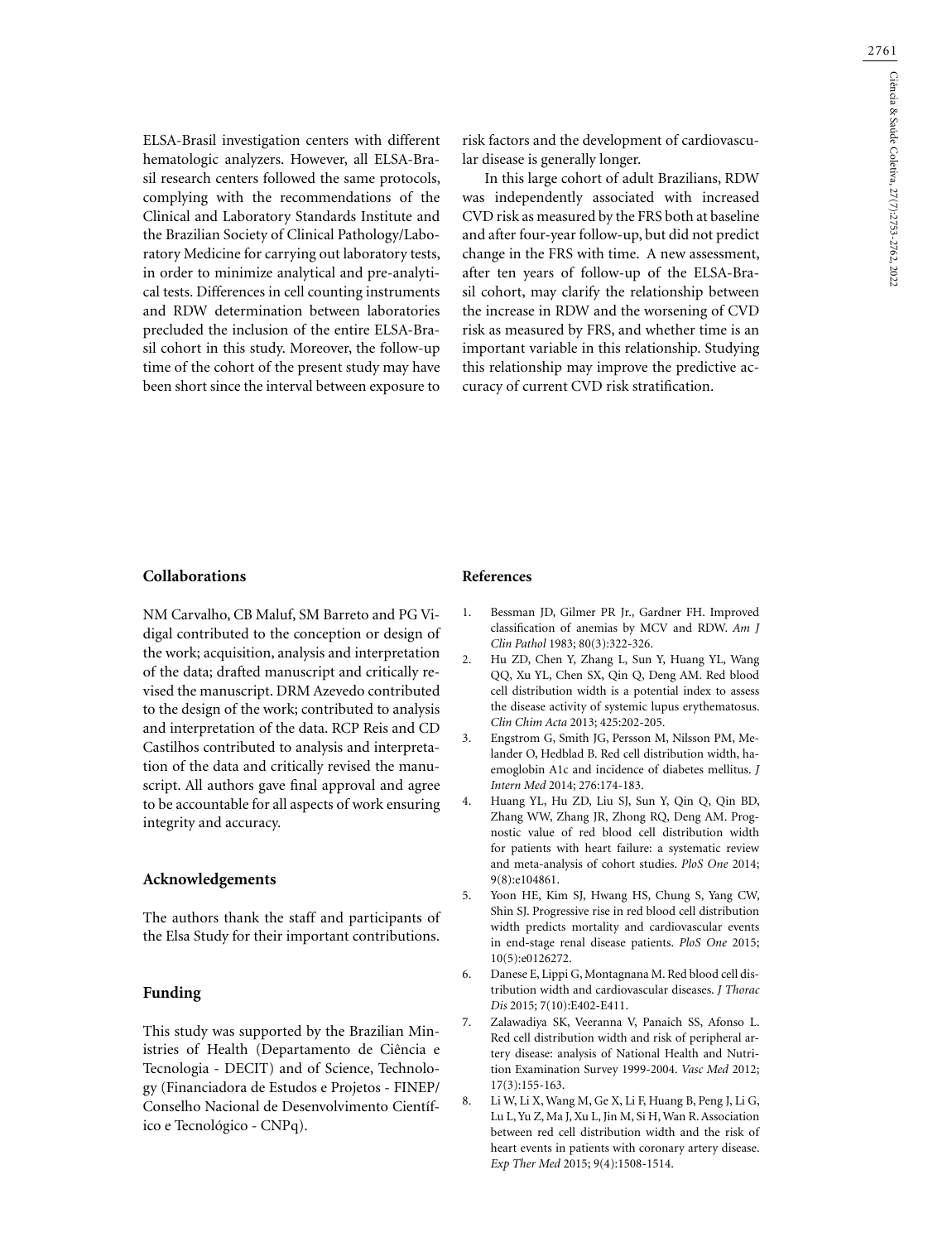ELSA-Brasil investigation centers with different hematologic analyzers. However, all ELSA-Brasil research centers followed the same protocols, complying with the recommendations of the Clinical and Laboratory Standards Institute and the Brazilian Society of Clinical Pathology/Laboratory Medicine for carrying out laboratory tests, in order to minimize analytical and pre-analytical tests. Differences in cell counting instruments and RDW determination between laboratories precluded the inclusion of the entire ELSA-Brasil cohort in this study. Moreover, the follow-up time of the cohort of the present study may have been short since the interval between exposure to risk factors and the development of cardiovascular disease is generally longer.

In this large cohort of adult Brazilians, RDW was independently associated with increased CVD risk as measured by the FRS both at baseline and after four-year follow-up, but did not predict change in the FRS with time. A new assessment, after ten years of follow-up of the ELSA-Brasil cohort, may clarify the relationship between the increase in RDW and the worsening of CVD risk as measured by FRS, and whether time is an important variable in this relationship. Studying this relationship may improve the predictive accuracy of current CVD risk stratification.

## Collaborations

NM Carvalho, CB Maluf, SM Barreto and PG Vidigal contributed to the conception or design of the work; acquisition, analysis and interpretation of the data; drafted manuscript and critically revised the manuscript. DRM Azevedo contributed to the design of the work; contributed to analysis and interpretation of the data. RCP Reis and CD Castilhos contributed to analysis and interpretation of the data and critically revised the manuscript. All authors gave final approval and agree to be accountable for all aspects of work ensuring integrity and accuracy.

## Acknowledgements

The authors thank the staff and participants of the Elsa Study for their important contributions.

## Funding

This study was supported by the Brazilian Ministries of Health (Departamento de Ciência e Tecnologia - DECIT) and of Science, Technology (Financiadora de Estudos e Projetos - FINEP/ Conselho Nacional de Desenvolvimento Científico e Tecnológico - CNPq).

## References

1. Bessman JD, Gilmer PR Jr., Gardner FH. Improved classification of anemias by MCV and RDW. *Am J Clin Pathol* 1983; 80(3):322-326.
2. Hu ZD, Chen Y, Zhang L, Sun Y, Huang YL, Wang QQ, Xu YL, Chen SX, Qin Q, Deng AM. Red blood cell distribution width is a potential index to assess the disease activity of systemic lupus erythematosus. *Clin Chim Acta* 2013; 425:202-205.
3. Engstrom G, Smith JG, Persson M, Nilsson PM, Melander O, Hedblad B. Red cell distribution width, haemoglobin A1c and incidence of diabetes mellitus. *J Intern Med* 2014; 276:174-183.
4. Huang YL, Hu ZD, Liu SJ, Sun Y, Qin Q, Qin BD, Zhang WW, Zhang JR, Zhong RQ, Deng AM. Prognostic value of red blood cell distribution width for patients with heart failure: a systematic review and meta-analysis of cohort studies. *PloS One* 2014; 9(8):e104861.
5. Yoon HE, Kim SJ, Hwang HS, Chung S, Yang CW, Shin SJ. Progressive rise in red blood cell distribution width predicts mortality and cardiovascular events in end-stage renal disease patients. *PloS One* 2015; 10(5):e0126272.
6. Danese E, Lippi G, Montagnana M. Red blood cell distribution width and cardiovascular diseases. *J Thorac Dis* 2015; 7(10):E402-E411.
7. Zalawadiya SK, Veeranna V, Panaich SS, Afonso L. Red cell distribution width and risk of peripheral artery disease: analysis of National Health and Nutrition Examination Survey 1999-2004. *Vasc Med* 2012; 17(3):155-163.
8. Li W, Li X, Wang M, Ge X, Li F, Huang B, Peng J, Li G, Lu L, Yu Z, Ma J, Xu L, Jin M, Si H, Wan R. Association between red cell distribution width and the risk of heart events in patients with coronary artery disease. *Exp Ther Med* 2015; 9(4):1508-1514.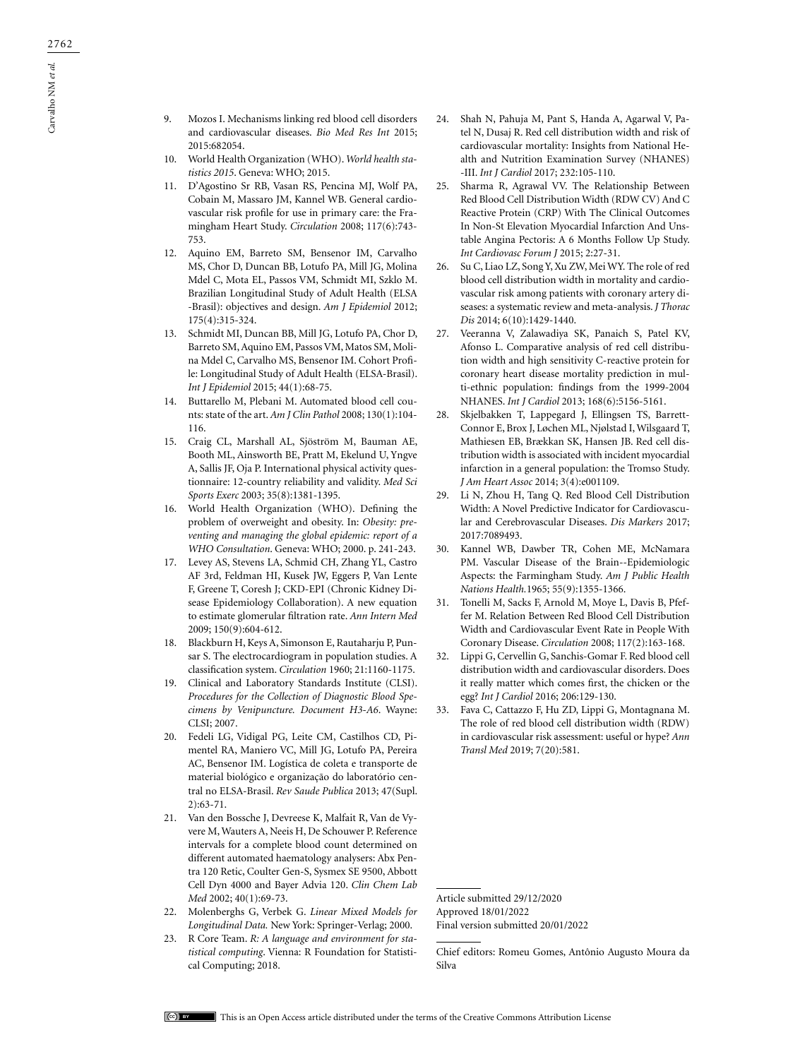9. Mozos I. Mechanisms linking red blood cell disorders and cardiovascular diseases. *Bio Med Res Int* 2015; 2015:682054.
10. World Health Organization (WHO). *World health statistics 2015*. Geneva: WHO; 2015.
11. D'Agostino Sr RB, Vasan RS, Pencina MJ, Wolf PA, Cobain M, Massaro JM, Kannel WB. General cardiovascular risk profile for use in primary care: the Framingham Heart Study. *Circulation* 2008; 117(6):743-753.
12. Aquino EM, Barreto SM, Bensenor IM, Carvalho MS, Chor D, Duncan BB, Lotufo PA, Mill JG, Molina Mdel C, Mota EL, Passos VM, Schmidt MI, Szklo M. Brazilian Longitudinal Study of Adult Health (ELSA -Brasil): objectives and design. *Am J Epidemiol* 2012; 175(4):315-324.
13. Schmidt MI, Duncan BB, Mill JG, Lotufo PA, Chor D, Barreto SM, Aquino EM, Passos VM, Matos SM, Molina Mdel C, Carvalho MS, Bensenor IM. Cohort Profile: Longitudinal Study of Adult Health (ELSA-Brasil). *Int J Epidemiol* 2015; 44(1):68-75.
14. Buttarello M, Plebani M. Automated blood cell counts: state of the art. *Am J Clin Pathol* 2008; 130(1):104-116.
15. Craig CL, Marshall AL, Sjöström M, Bauman AE, Booth ML, Ainsworth BE, Pratt M, Ekelund U, Yngve A, Sallis JF, Oja P. International physical activity questionnaire: 12-country reliability and validity. *Med Sci Sports Exerc* 2003; 35(8):1381-1395.
16. World Health Organization (WHO). Defining the problem of overweight and obesity. In: *Obesity: preventing and managing the global epidemic: report of a WHO Consultation*. Geneva: WHO; 2000. p. 241-243.
17. Levey AS, Stevens LA, Schmid CH, Zhang YL, Castro AF 3rd, Feldman HI, Kusek JW, Eggers P, Van Lente F, Greene T, Coresh J; CKD-EPI (Chronic Kidney Disease Epidemiology Collaboration). A new equation to estimate glomerular filtration rate. *Ann Intern Med* 2009; 150(9):604-612.
18. Blackburn H, Keys A, Simonson E, Rautaharju P, Punsar S. The electrocardiogram in population studies. A classification system. *Circulation* 1960; 21:1160-1175.
19. Clinical and Laboratory Standards Institute (CLSI). *Procedures for the Collection of Diagnostic Blood Specimens by Venipuncture. Document H3-A6*. Wayne: CLSI; 2007.
20. Fedeli LG, Vidigal PG, Leite CM, Castilhos CD, Pimentel RA, Maniero VC, Mill JG, Lotufo PA, Pereira AC, Bensenor IM. Logística de coleta e transporte de material biológico e organização do laboratório central no ELSA-Brasil. *Rev Saude Publica* 2013; 47(Supl. 2):63-71.
21. Van den Bossche J, Devreese K, Malfait R, Van de Vyvere M, Wauters A, Neeis H, De Schouwer P. Reference intervals for a complete blood count determined on different automated haematology analysers: Abx Pentra 120 Retic, Coulter Gen-S, Sysmex SE 9500, Abbott Cell Dyn 4000 and Bayer Advia 120. *Clin Chem Lab Med* 2002; 40(1):69-73.
22. Molenberghs G, Verbek G. *Linear Mixed Models for Longitudinal Data.* New York: Springer-Verlag; 2000.
23. R Core Team. *R: A language and environment for statistical computing*. Vienna: R Foundation for Statistical Computing; 2018.
24. Shah N, Pahuja M, Pant S, Handa A, Agarwal V, Patel N, Dusaj R. Red cell distribution width and risk of cardiovascular mortality: Insights from National Health and Nutrition Examination Survey (NHANES) -III. *Int J Cardiol* 2017; 232:105-110.
25. Sharma R, Agrawal VV. The Relationship Between Red Blood Cell Distribution Width (RDW CV) And C Reactive Protein (CRP) With The Clinical Outcomes In Non-St Elevation Myocardial Infarction And Unstable Angina Pectoris: A 6 Months Follow Up Study. *Int Cardiovasc Forum J* 2015; 2:27-31.
26. Su C, Liao LZ, Song Y, Xu ZW, Mei WY. The role of red blood cell distribution width in mortality and cardiovascular risk among patients with coronary artery diseases: a systematic review and meta-analysis. *J Thorac Dis* 2014; 6(10):1429-1440.
27. Veeranna V, Zalawadiya SK, Panaich S, Patel KV, Afonso L. Comparative analysis of red cell distribution width and high sensitivity C-reactive protein for coronary heart disease mortality prediction in multi-ethnic population: findings from the 1999-2004 NHANES. *Int J Cardiol* 2013; 168(6):5156-5161.
28. Skjelbakken T, Lappegard J, Ellingsen TS, Barrett-Connor E, Brox J, Løchen ML, Njølstad I, Wilsgaard T, Mathiesen EB, Brækkan SK, Hansen JB. Red cell distribution width is associated with incident myocardial infarction in a general population: the Tromso Study. *J Am Heart Assoc* 2014; 3(4):e001109.
29. Li N, Zhou H, Tang Q. Red Blood Cell Distribution Width: A Novel Predictive Indicator for Cardiovascular and Cerebrovascular Diseases. *Dis Markers* 2017; 2017:7089493.
30. Kannel WB, Dawber TR, Cohen ME, McNamara PM. Vascular Disease of the Brain--Epidemiologic Aspects: the Farmingham Study. *Am J Public Health Nations Health.*1965; 55(9):1355-1366.
31. Tonelli M, Sacks F, Arnold M, Moye L, Davis B, Pfeffer M. Relation Between Red Blood Cell Distribution Width and Cardiovascular Event Rate in People With Coronary Disease. *Circulation* 2008; 117(2):163-168.
32. Lippi G, Cervellin G, Sanchis-Gomar F. Red blood cell distribution width and cardiovascular disorders. Does it really matter which comes first, the chicken or the egg? *Int J Cardiol* 2016; 206:129-130.
33. Fava C, Cattazzo F, Hu ZD, Lippi G, Montagnana M. The role of red blood cell distribution width (RDW) in cardiovascular risk assessment: useful or hype? *Ann Transl Med* 2019; 7(20):581.

Article submitted 29/12/2020
Approved 18/01/2022
Final version submitted 20/01/2022

Chief editors: Romeu Gomes, Antônio Augusto Moura da Silva

This is an Open Access article distributed under the terms of the Creative Commons Attribution License